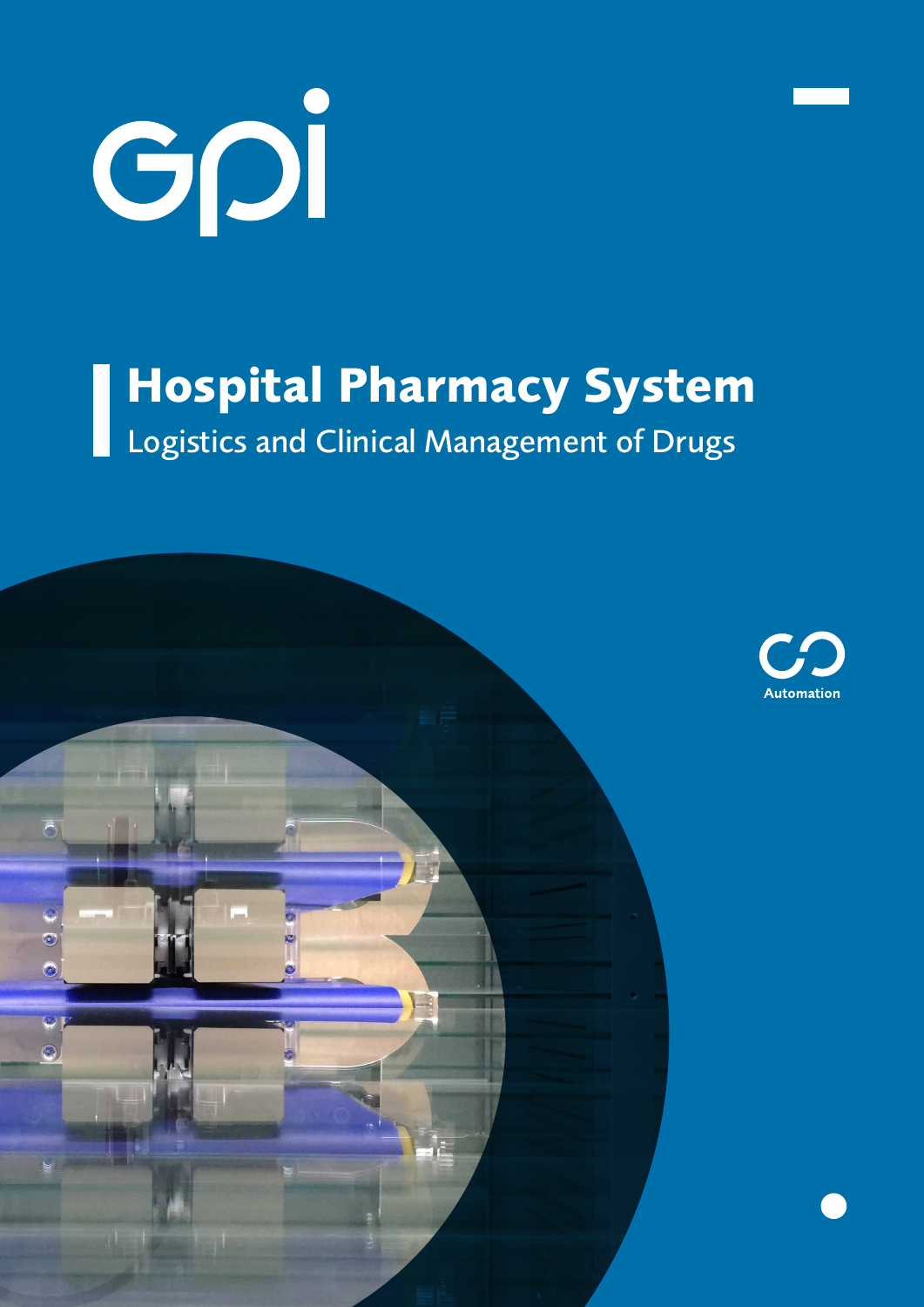gpi

# Hospital Pharmacy System

Logistics and Clinical Management of Drugs

Automation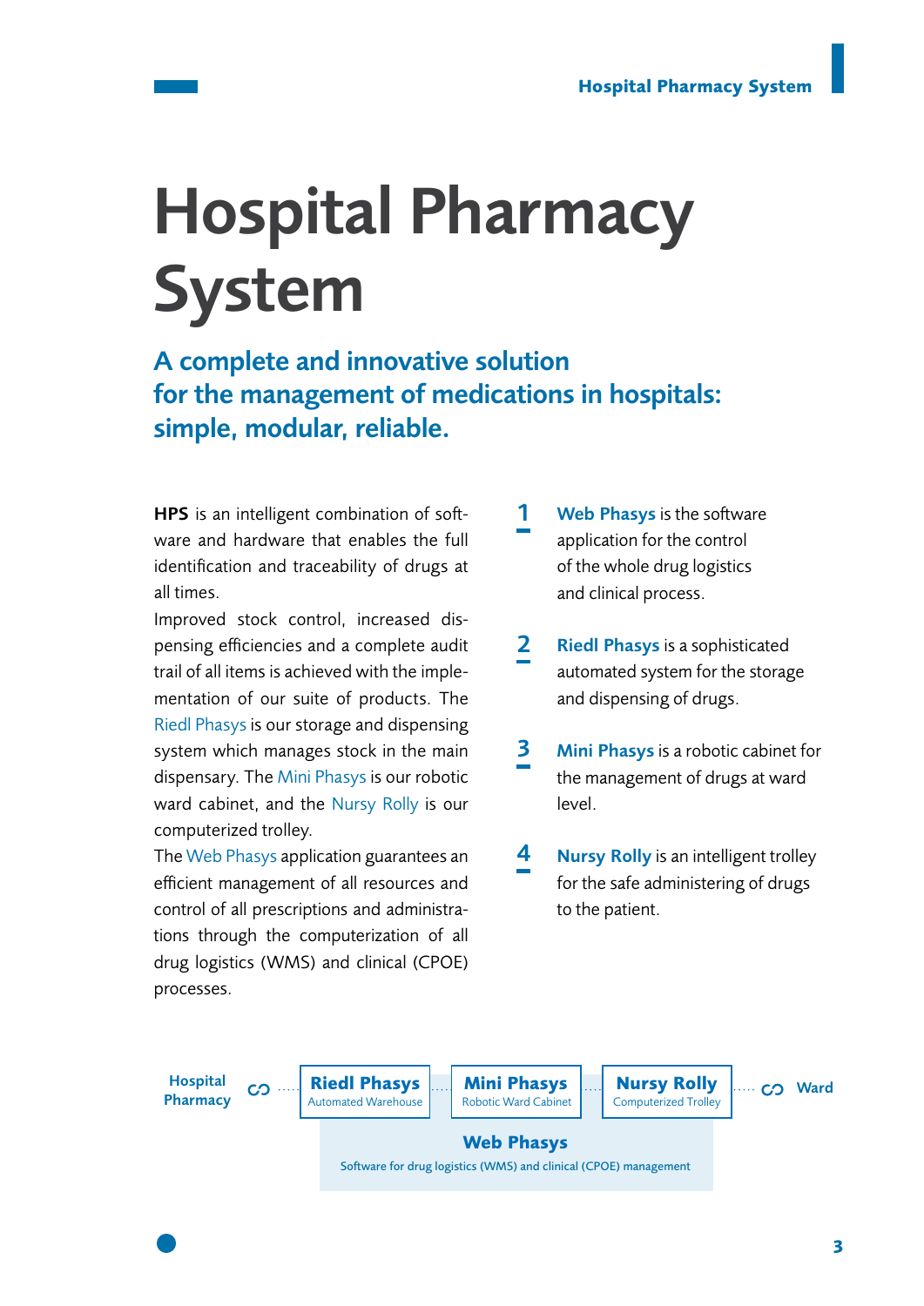// Hospital Pharmacy System

# Hospital Pharmacy System

## A complete and innovative solution for the management of medications in hospitals: simple, modular, reliable.

**HPS** is an intelligent combination of software and hardware that enables the full identification and traceability of drugs at all times.

Improved stock control, increased dispensing efficiencies and a complete audit trail of all items is achieved with the implementation of our suite of products. The Riedl Phasys is our storage and dispensing system which manages stock in the main dispensary. The Mini Phasys is our robotic ward cabinet, and the Nursy Rolly is our computerized trolley.

The Web Phasys application guarantees an efficient management of all resources and control of all prescriptions and administrations through the computerization of all drug logistics (WMS) and clinical (CPOE) processes.

1. **Web Phasys** is the software application for the control of the whole drug logistics and clinical process.

2. **Riedl Phasys** is a sophisticated automated system for the storage and dispensing of drugs.

3. **Mini Phasys** is a robotic cabinet for the management of drugs at ward level.

4. **Nursy Rolly** is an intelligent trolley for the safe administering of drugs to the patient.

**Hospital Pharmacy** ⟷ **Riedl Phasys** (Automated Warehouse) ⟷ **Mini Phasys** (Robotic Ward Cabinet) ⟷ **Nursy Rolly** (Computerized Trolley) ⟷ **Ward**

**Web Phasys**
Software for drug logistics (WMS) and clinical (CPOE) management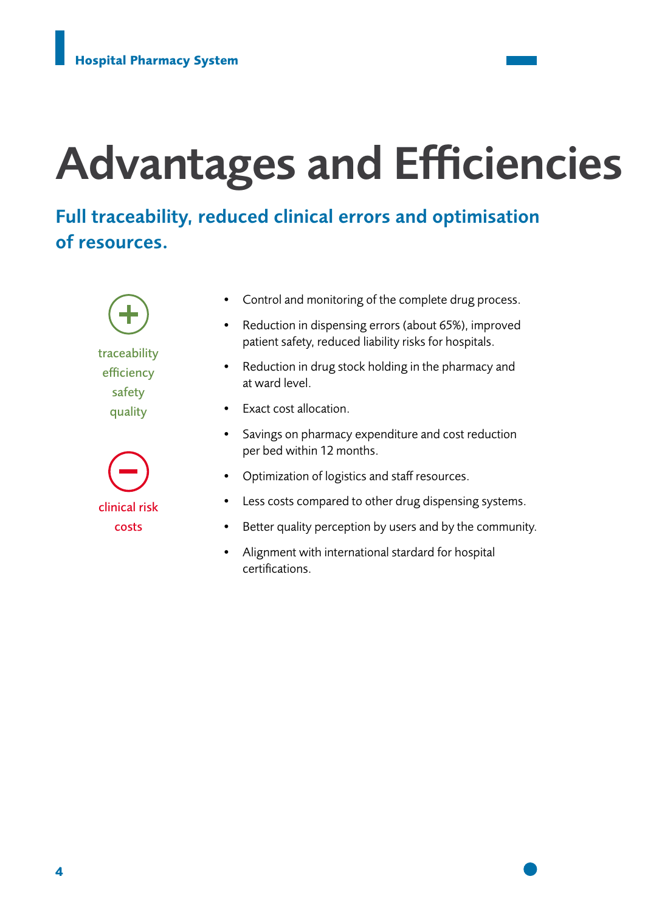# Advantages and Efficiencies

## Full traceability, reduced clinical errors and optimisation of resources.

traceability
efficiency
safety
quality

clinical risk
costs

- Control and monitoring of the complete drug process.
- Reduction in dispensing errors (about 65%), improved patient safety, reduced liability risks for hospitals.
- Reduction in drug stock holding in the pharmacy and at ward level.
- Exact cost allocation.
- Savings on pharmacy expenditure and cost reduction per bed within 12 months.
- Optimization of logistics and staff resources.
- Less costs compared to other drug dispensing systems.
- Better quality perception by users and by the community.
- Alignment with international stardard for hospital certifications.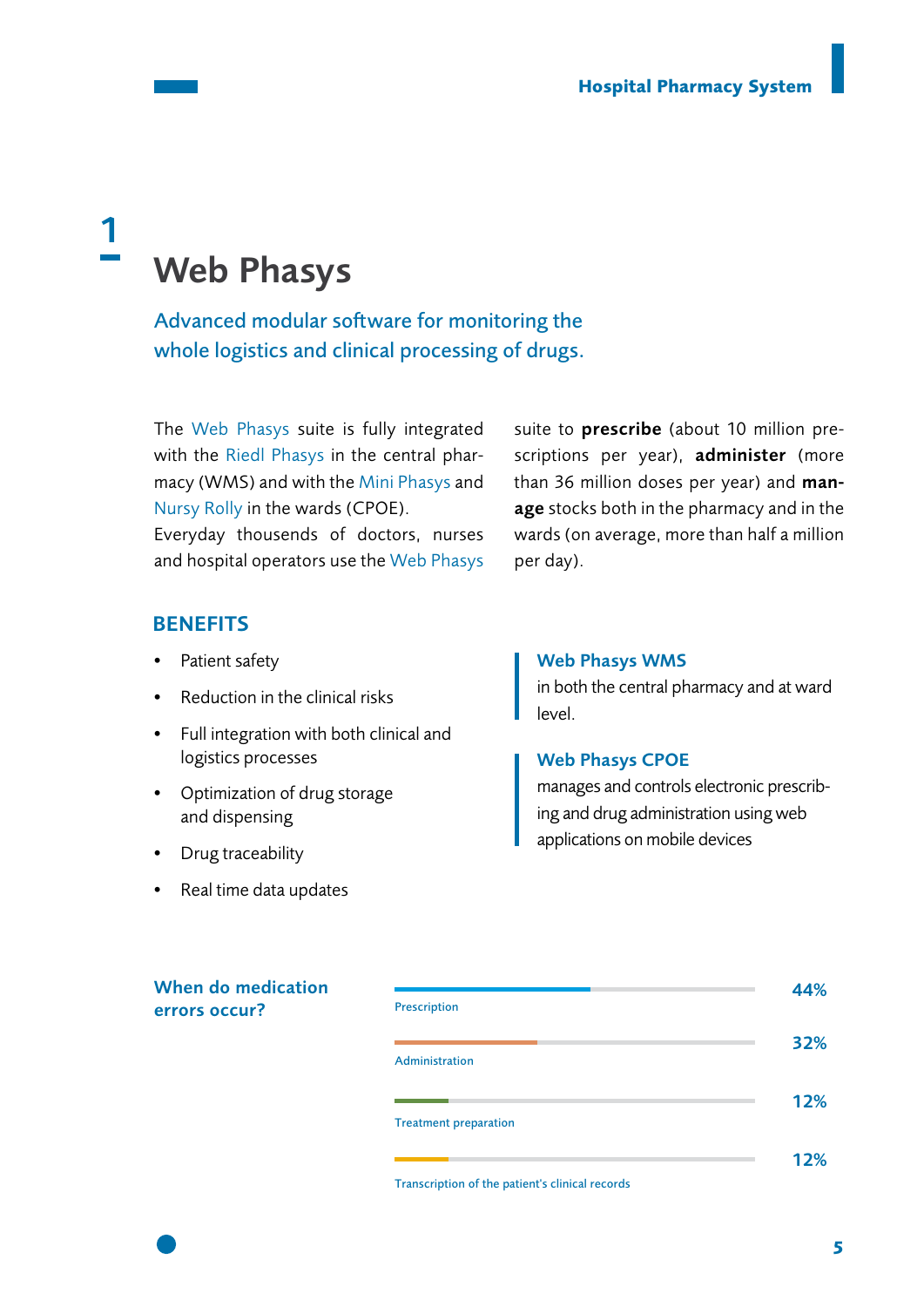# 1 Web Phasys

## Advanced modular software for monitoring the whole logistics and clinical processing of drugs.

The Web Phasys suite is fully integrated with the Riedl Phasys in the central pharmacy (WMS) and with the Mini Phasys and Nursy Rolly in the wards (CPOE).
Everyday thousands of doctors, nurses and hospital operators use the Web Phasys suite to **prescribe** (about 10 million prescriptions per year), **administer** (more than 36 million doses per year) and **manage** stocks both in the pharmacy and in the wards (on average, more than half a million per day).

### BENEFITS

- Patient safety
- Reduction in the clinical risks
- Full integration with both clinical and logistics processes
- Optimization of drug storage and dispensing
- Drug traceability
- Real time data updates

**Web Phasys WMS**
in both the central pharmacy and at ward level.

**Web Phasys CPOE**
manages and controls electronic prescribing and drug administration using web applications on mobile devices

### When do medication errors occur?

| Stage | Percentage |
|---|---|
| Prescription | 44% |
| Administration | 32% |
| Treatment preparation | 12% |
| Transcription of the patient's clinical records | 12% |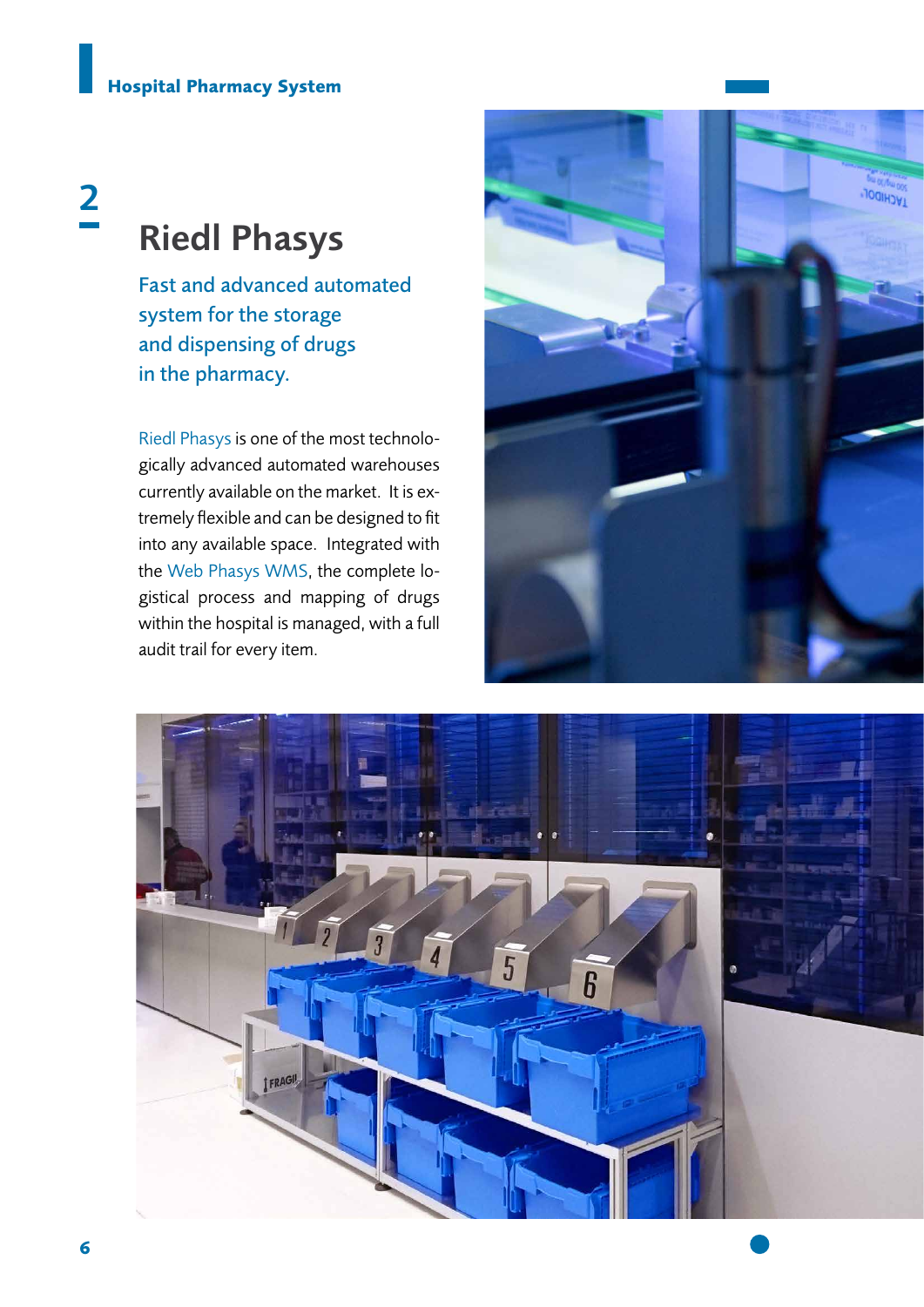## 2

# Riedl Phasys

### Fast and advanced automated system for the storage and dispensing of drugs in the pharmacy.

Riedl Phasys is one of the most technologically advanced automated warehouses currently available on the market. It is extremely flexible and can be designed to fit into any available space. Integrated with the Web Phasys WMS, the complete logistical process and mapping of drugs within the hospital is managed, with a full audit trail for every item.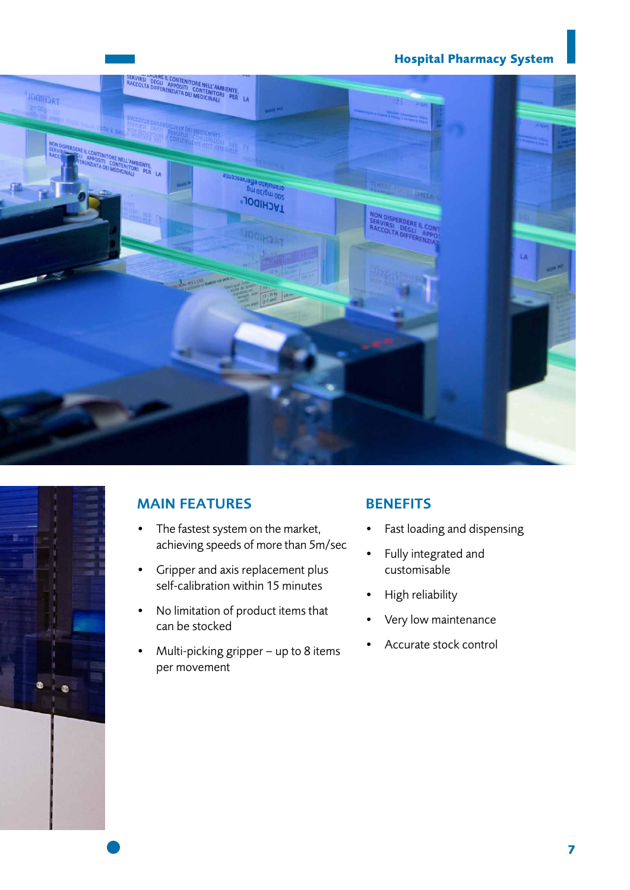## MAIN FEATURES

- The fastest system on the market, achieving speeds of more than 5m/sec
- Gripper and axis replacement plus self-calibration within 15 minutes
- No limitation of product items that can be stocked
- Multi-picking gripper – up to 8 items per movement

## BENEFITS

- Fast loading and dispensing
- Fully integrated and customisable
- High reliability
- Very low maintenance
- Accurate stock control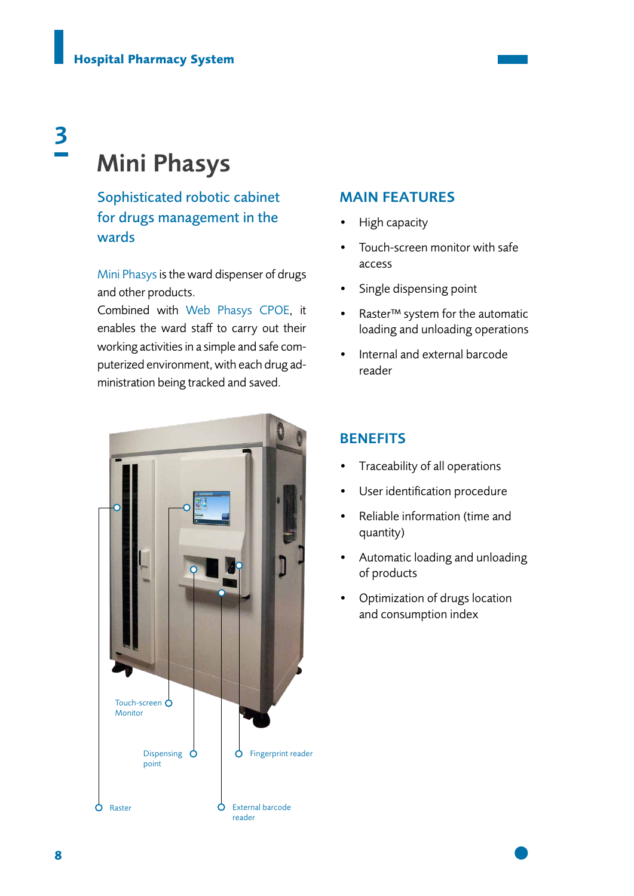## 3

# Mini Phasys

### Sophisticated robotic cabinet for drugs management in the wards

Mini Phasys is the ward dispenser of drugs and other products.
Combined with Web Phasys CPOE, it enables the ward staff to carry out their working activities in a simple and safe computerized environment, with each drug administration being tracked and saved.

Touch-screen Monitor

Dispensing point

Fingerprint reader

Raster

External barcode reader

## MAIN FEATURES

- High capacity
- Touch-screen monitor with safe access
- Single dispensing point
- Raster™ system for the automatic loading and unloading operations
- Internal and external barcode reader

## BENEFITS

- Traceability of all operations
- User identification procedure
- Reliable information (time and quantity)
- Automatic loading and unloading of products
- Optimization of drugs location and consumption index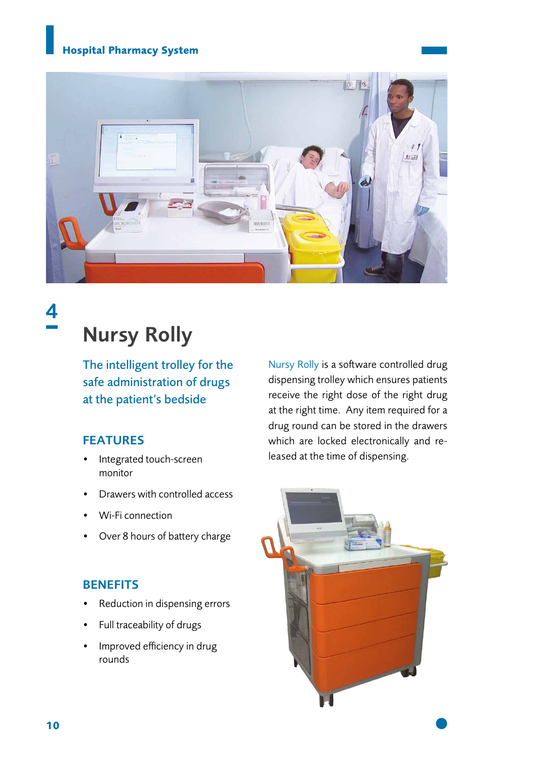4

# Nursy Rolly

## The intelligent trolley for the safe administration of drugs at the patient's bedside

### FEATURES

- Integrated touch-screen monitor
- Drawers with controlled access
- Wi-Fi connection
- Over 8 hours of battery charge

### BENEFITS

- Reduction in dispensing errors
- Full traceability of drugs
- Improved efficiency in drug rounds

Nursy Rolly is a software controlled drug dispensing trolley which ensures patients receive the right dose of the right drug at the right time. Any item required for a drug round can be stored in the drawers which are locked electronically and released at the time of dispensing.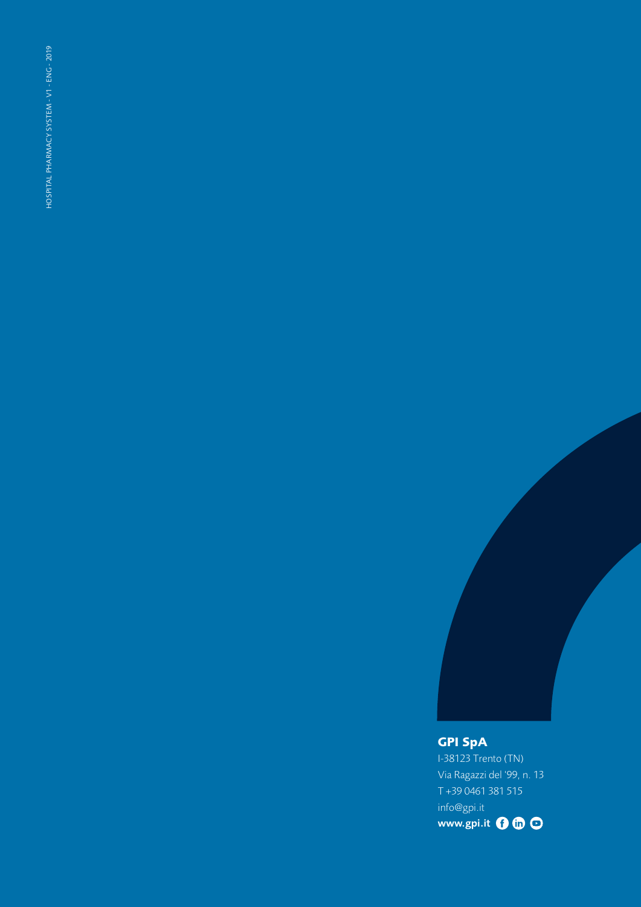HOSPITAL PHARMACY SYSTEM - V1 - ENG - 2019

**GPI SpA**

I-38123 Trento (TN)
Via Ragazzi del '99, n. 13
T +39 0461 381 515
info@gpi.it
**www.gpi.it**